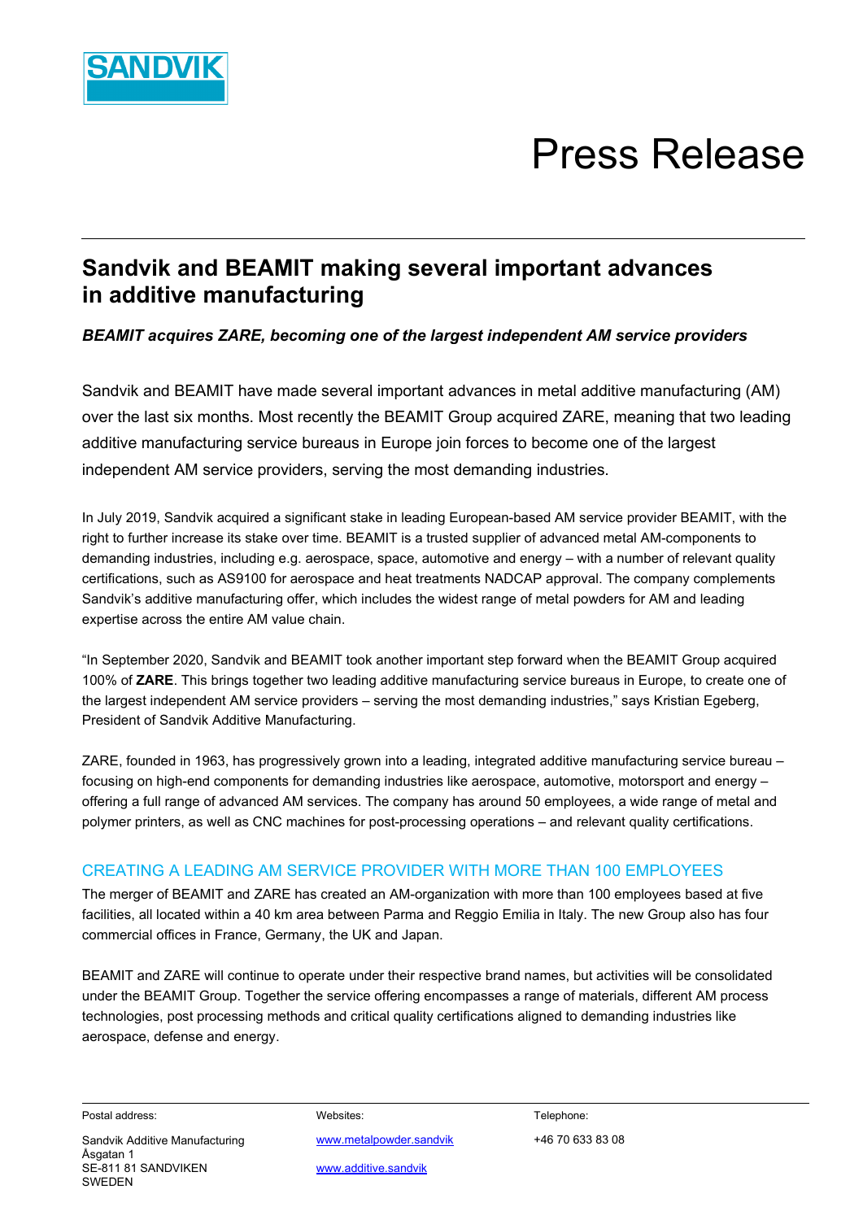SANDVIK

# Press Release

## Sandvik and BEAMIT making several important advances in additive manufacturing

***BEAMIT acquires ZARE, becoming one of the largest independent AM service providers***

Sandvik and BEAMIT have made several important advances in metal additive manufacturing (AM) over the last six months. Most recently the BEAMIT Group acquired ZARE, meaning that two leading additive manufacturing service bureaus in Europe join forces to become one of the largest independent AM service providers, serving the most demanding industries.

In July 2019, Sandvik acquired a significant stake in leading European-based AM service provider BEAMIT, with the right to further increase its stake over time. BEAMIT is a trusted supplier of advanced metal AM-components to demanding industries, including e.g. aerospace, space, automotive and energy – with a number of relevant quality certifications, such as AS9100 for aerospace and heat treatments NADCAP approval. The company complements Sandvik's additive manufacturing offer, which includes the widest range of metal powders for AM and leading expertise across the entire AM value chain.

"In September 2020, Sandvik and BEAMIT took another important step forward when the BEAMIT Group acquired 100% of **ZARE**. This brings together two leading additive manufacturing service bureaus in Europe, to create one of the largest independent AM service providers – serving the most demanding industries," says Kristian Egeberg, President of Sandvik Additive Manufacturing.

ZARE, founded in 1963, has progressively grown into a leading, integrated additive manufacturing service bureau – focusing on high-end components for demanding industries like aerospace, automotive, motorsport and energy – offering a full range of advanced AM services. The company has around 50 employees, a wide range of metal and polymer printers, as well as CNC machines for post-processing operations – and relevant quality certifications.

### CREATING A LEADING AM SERVICE PROVIDER WITH MORE THAN 100 EMPLOYEES

The merger of BEAMIT and ZARE has created an AM-organization with more than 100 employees based at five facilities, all located within a 40 km area between Parma and Reggio Emilia in Italy. The new Group also has four commercial offices in France, Germany, the UK and Japan.

BEAMIT and ZARE will continue to operate under their respective brand names, but activities will be consolidated under the BEAMIT Group. Together the service offering encompasses a range of materials, different AM process technologies, post processing methods and critical quality certifications aligned to demanding industries like aerospace, defense and energy.

| Postal address: | Websites: | Telephone: |
|---|---|---|
| Sandvik Additive Manufacturing<br>Åsgatan 1<br>SE-811 81 SANDVIKEN<br>SWEDEN | www.metalpowder.sandvik<br>www.additive.sandvik | +46 70 633 83 08 |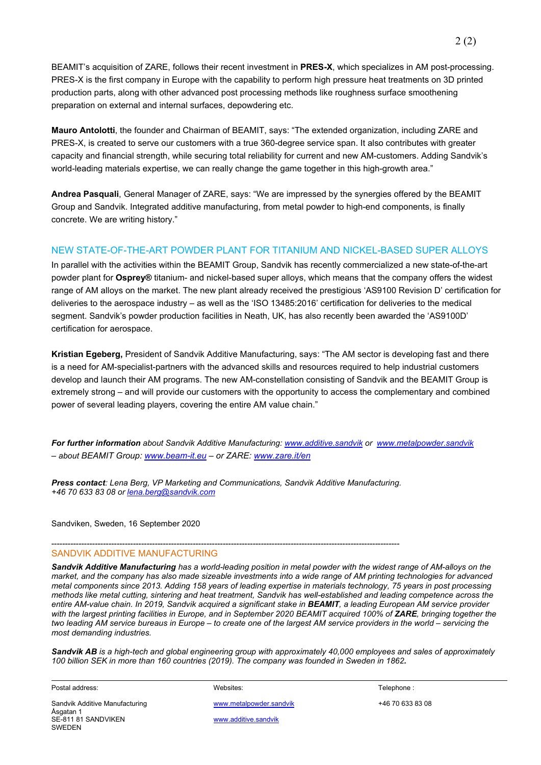BEAMIT's acquisition of ZARE, follows their recent investment in **PRES-X**, which specializes in AM post-processing. PRES-X is the first company in Europe with the capability to perform high pressure heat treatments on 3D printed production parts, along with other advanced post processing methods like roughness surface smoothening preparation on external and internal surfaces, depowdering etc.

**Mauro Antolotti**, the founder and Chairman of BEAMIT, says: "The extended organization, including ZARE and PRES-X, is created to serve our customers with a true 360-degree service span. It also contributes with greater capacity and financial strength, while securing total reliability for current and new AM-customers. Adding Sandvik's world-leading materials expertise, we can really change the game together in this high-growth area."

**Andrea Pasquali**, General Manager of ZARE, says: "We are impressed by the synergies offered by the BEAMIT Group and Sandvik. Integrated additive manufacturing, from metal powder to high-end components, is finally concrete. We are writing history."

## NEW STATE-OF-THE-ART POWDER PLANT FOR TITANIUM AND NICKEL-BASED SUPER ALLOYS

In parallel with the activities within the BEAMIT Group, Sandvik has recently commercialized a new state-of-the-art powder plant for **Osprey®** titanium- and nickel-based super alloys, which means that the company offers the widest range of AM alloys on the market. The new plant already received the prestigious 'AS9100 Revision D' certification for deliveries to the aerospace industry – as well as the 'ISO 13485:2016' certification for deliveries to the medical segment. Sandvik's powder production facilities in Neath, UK, has also recently been awarded the 'AS9100D' certification for aerospace.

**Kristian Egeberg,** President of Sandvik Additive Manufacturing, says: "The AM sector is developing fast and there is a need for AM-specialist-partners with the advanced skills and resources required to help industrial customers develop and launch their AM programs. The new AM-constellation consisting of Sandvik and the BEAMIT Group is extremely strong – and will provide our customers with the opportunity to access the complementary and combined power of several leading players, covering the entire AM value chain."

***For further information*** *about Sandvik Additive Manufacturing: www.additive.sandvik or www.metalpowder.sandvik – about BEAMIT Group: www.beam-it.eu – or ZARE: www.zare.it/en*

***Press contact****: Lena Berg, VP Marketing and Communications, Sandvik Additive Manufacturing. +46 70 633 83 08 or lena.berg@sandvik.com*

Sandviken, Sweden, 16 September 2020

---

## SANDVIK ADDITIVE MANUFACTURING

***Sandvik Additive Manufacturing*** *has a world-leading position in metal powder with the widest range of AM-alloys on the market, and the company has also made sizeable investments into a wide range of AM printing technologies for advanced metal components since 2013. Adding 158 years of leading expertise in materials technology, 75 years in post processing methods like metal cutting, sintering and heat treatment, Sandvik has well-established and leading competence across the entire AM-value chain. In 2019, Sandvik acquired a significant stake in* ***BEAMIT****, a leading European AM service provider with the largest printing facilities in Europe, and in September 2020 BEAMIT acquired 100% of* ***ZARE****, bringing together the two leading AM service bureaus in Europe – to create one of the largest AM service providers in the world – servicing the most demanding industries.*

***Sandvik AB*** *is a high-tech and global engineering group with approximately 40,000 employees and sales of approximately 100 billion SEK in more than 160 countries (2019). The company was founded in Sweden in 1862.*

| Postal address: | Websites: | Telephone : |
| --- | --- | --- |
| Sandvik Additive Manufacturing<br>Åsgatan 1<br>SE-811 81 SANDVIKEN<br>SWEDEN | www.metalpowder.sandvik<br>www.additive.sandvik | +46 70 633 83 08 |